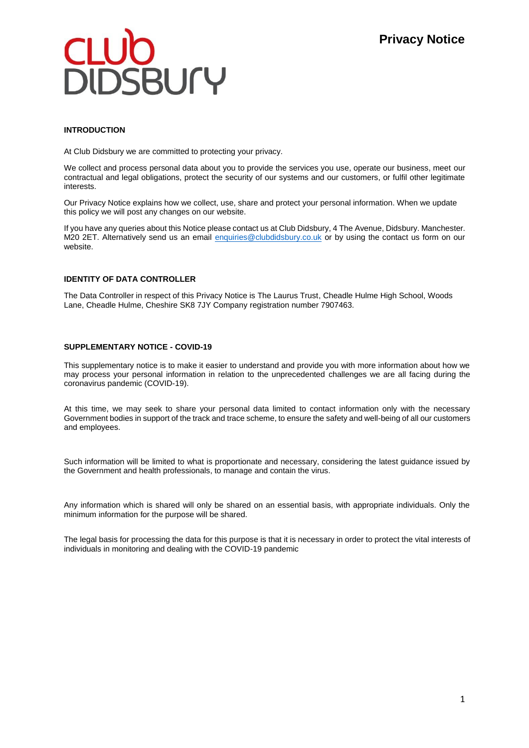# Privacy Notice

## INTRODUCTION

At Club Didsbury we are committed to protecting your privacy.

We collect and process personal data about you to provide the services you use, operate our business, meet our contractual and legal obligations, protect the security of our systems and our customers, or fulfil other legitimate interests.

Our Privacy Notice explains how we collect, use, share and protect your personal information. When we update this policy we will post any changes on our website.

If you have any queries about this Notice please contact us at Club Didsbury, 4 The Avenue, Didsbury. Manchester. M20 2ET. Alternatively send us an email enquiries@clubdidsbury.co.uk or by using the contact us form on our website.

## IDENTITY OF DATA CONTROLLER

The Data Controller in respect of this Privacy Notice is The Laurus Trust, Cheadle Hulme High School, Woods Lane, Cheadle Hulme, Cheshire SK8 7JY Company registration number 7907463.

## SUPPLEMENTARY NOTICE - COVID-19

This supplementary notice is to make it easier to understand and provide you with more information about how we may process your personal information in relation to the unprecedented challenges we are all facing during the coronavirus pandemic (COVID-19).

At this time, we may seek to share your personal data limited to contact information only with the necessary Government bodies in support of the track and trace scheme, to ensure the safety and well-being of all our customers and employees.

Such information will be limited to what is proportionate and necessary, considering the latest guidance issued by the Government and health professionals, to manage and contain the virus.

Any information which is shared will only be shared on an essential basis, with appropriate individuals. Only the minimum information for the purpose will be shared.

The legal basis for processing the data for this purpose is that it is necessary in order to protect the vital interests of individuals in monitoring and dealing with the COVID-19 pandemic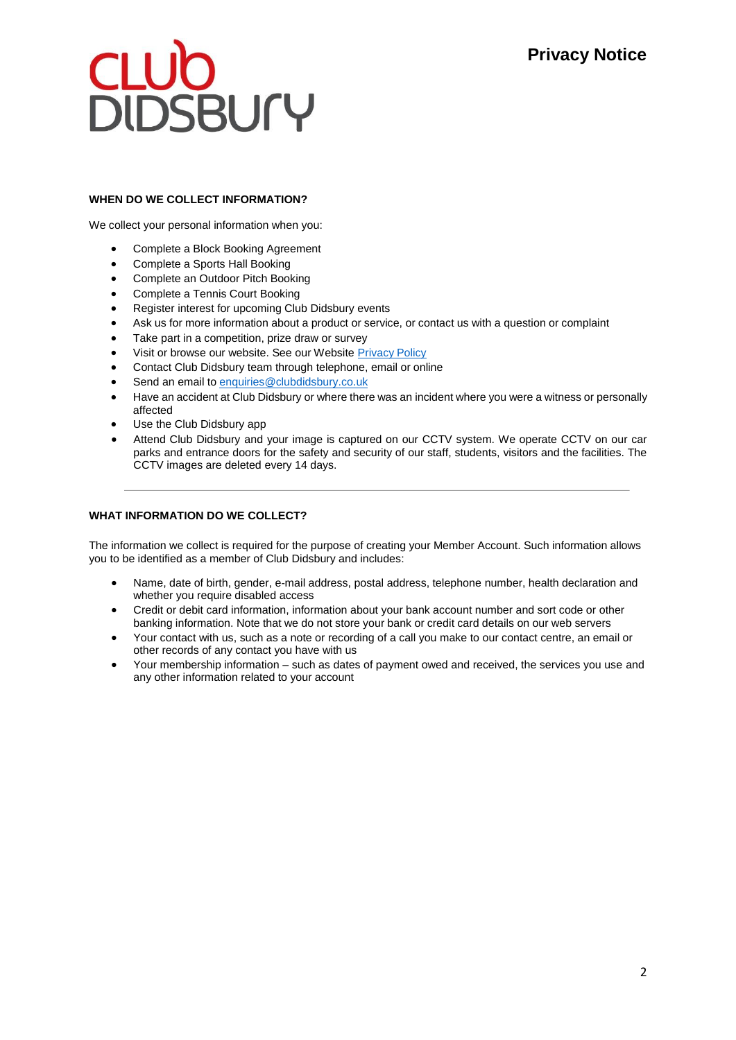## WHEN DO WE COLLECT INFORMATION?

We collect your personal information when you:

- Complete a Block Booking Agreement
- Complete a Sports Hall Booking
- Complete an Outdoor Pitch Booking
- Complete a Tennis Court Booking
- Register interest for upcoming Club Didsbury events
- Ask us for more information about a product or service, or contact us with a question or complaint
- Take part in a competition, prize draw or survey
- Visit or browse our website. See our Website Privacy Policy
- Contact Club Didsbury team through telephone, email or online
- Send an email to enquiries@clubdidsbury.co.uk
- Have an accident at Club Didsbury or where there was an incident where you were a witness or personally affected
- Use the Club Didsbury app
- Attend Club Didsbury and your image is captured on our CCTV system. We operate CCTV on our car parks and entrance doors for the safety and security of our staff, students, visitors and the facilities. The CCTV images are deleted every 14 days.

---

## WHAT INFORMATION DO WE COLLECT?

The information we collect is required for the purpose of creating your Member Account. Such information allows you to be identified as a member of Club Didsbury and includes:

- Name, date of birth, gender, e-mail address, postal address, telephone number, health declaration and whether you require disabled access
- Credit or debit card information, information about your bank account number and sort code or other banking information. Note that we do not store your bank or credit card details on our web servers
- Your contact with us, such as a note or recording of a call you make to our contact centre, an email or other records of any contact you have with us
- Your membership information – such as dates of payment owed and received, the services you use and any other information related to your account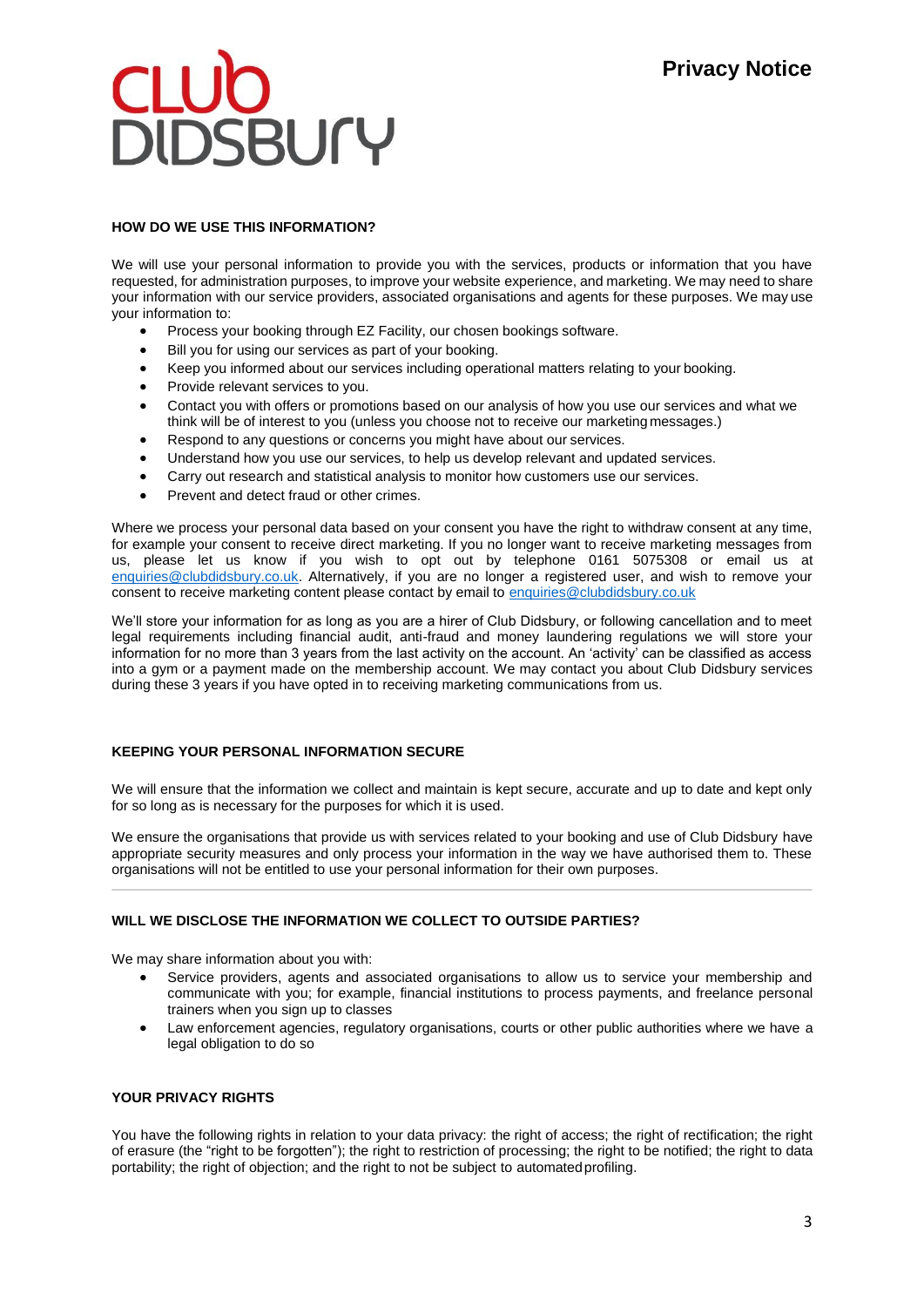## HOW DO WE USE THIS INFORMATION?

We will use your personal information to provide you with the services, products or information that you have requested, for administration purposes, to improve your website experience, and marketing. We may need to share your information with our service providers, associated organisations and agents for these purposes. We may use your information to:

- Process your booking through EZ Facility, our chosen bookings software.
- Bill you for using our services as part of your booking.
- Keep you informed about our services including operational matters relating to your booking.
- Provide relevant services to you.
- Contact you with offers or promotions based on our analysis of how you use our services and what we think will be of interest to you (unless you choose not to receive our marketing messages.)
- Respond to any questions or concerns you might have about our services.
- Understand how you use our services, to help us develop relevant and updated services.
- Carry out research and statistical analysis to monitor how customers use our services.
- Prevent and detect fraud or other crimes.

Where we process your personal data based on your consent you have the right to withdraw consent at any time, for example your consent to receive direct marketing. If you no longer want to receive marketing messages from us, please let us know if you wish to opt out by telephone 0161 5075308 or email us at enquiries@clubdidsbury.co.uk. Alternatively, if you are no longer a registered user, and wish to remove your consent to receive marketing content please contact by email to enquiries@clubdidsbury.co.uk

We'll store your information for as long as you are a hirer of Club Didsbury, or following cancellation and to meet legal requirements including financial audit, anti-fraud and money laundering regulations we will store your information for no more than 3 years from the last activity on the account. An 'activity' can be classified as access into a gym or a payment made on the membership account. We may contact you about Club Didsbury services during these 3 years if you have opted in to receiving marketing communications from us.

## KEEPING YOUR PERSONAL INFORMATION SECURE

We will ensure that the information we collect and maintain is kept secure, accurate and up to date and kept only for so long as is necessary for the purposes for which it is used.

We ensure the organisations that provide us with services related to your booking and use of Club Didsbury have appropriate security measures and only process your information in the way we have authorised them to. These organisations will not be entitled to use your personal information for their own purposes.

---

## WILL WE DISCLOSE THE INFORMATION WE COLLECT TO OUTSIDE PARTIES?

We may share information about you with:

- Service providers, agents and associated organisations to allow us to service your membership and communicate with you; for example, financial institutions to process payments, and freelance personal trainers when you sign up to classes
- Law enforcement agencies, regulatory organisations, courts or other public authorities where we have a legal obligation to do so

## YOUR PRIVACY RIGHTS

You have the following rights in relation to your data privacy: the right of access; the right of rectification; the right of erasure (the "right to be forgotten"); the right to restriction of processing; the right to be notified; the right to data portability; the right of objection; and the right to not be subject to automated profiling.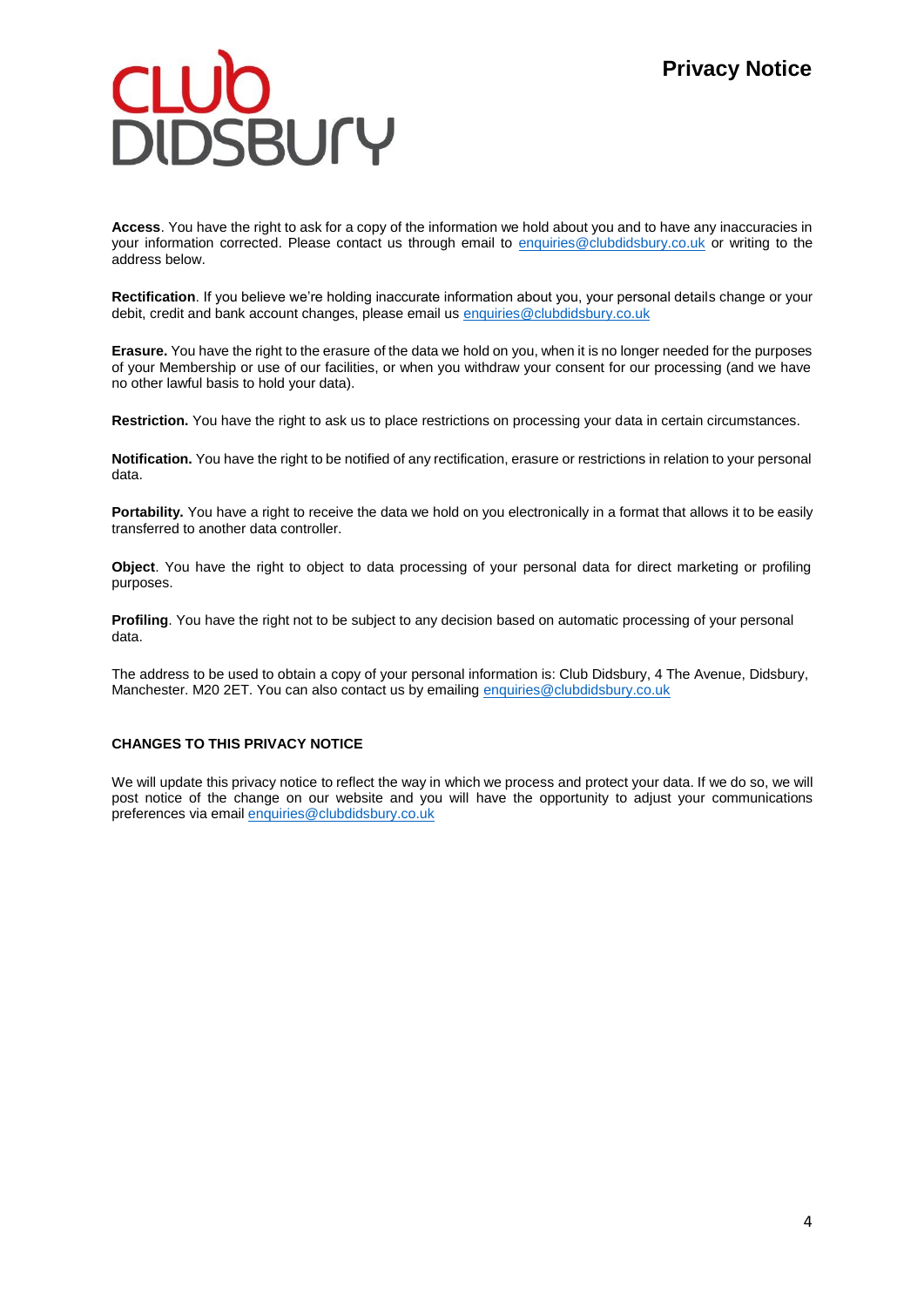**Access**. You have the right to ask for a copy of the information we hold about you and to have any inaccuracies in your information corrected. Please contact us through email to enquiries@clubdidsbury.co.uk or writing to the address below.

**Rectification**. If you believe we're holding inaccurate information about you, your personal details change or your debit, credit and bank account changes, please email us enquiries@clubdidsbury.co.uk

**Erasure.** You have the right to the erasure of the data we hold on you, when it is no longer needed for the purposes of your Membership or use of our facilities, or when you withdraw your consent for our processing (and we have no other lawful basis to hold your data).

**Restriction.** You have the right to ask us to place restrictions on processing your data in certain circumstances.

**Notification.** You have the right to be notified of any rectification, erasure or restrictions in relation to your personal data.

**Portability.** You have a right to receive the data we hold on you electronically in a format that allows it to be easily transferred to another data controller.

**Object**. You have the right to object to data processing of your personal data for direct marketing or profiling purposes.

**Profiling**. You have the right not to be subject to any decision based on automatic processing of your personal data.

The address to be used to obtain a copy of your personal information is: Club Didsbury, 4 The Avenue, Didsbury, Manchester. M20 2ET. You can also contact us by emailing enquiries@clubdidsbury.co.uk

**CHANGES TO THIS PRIVACY NOTICE**

We will update this privacy notice to reflect the way in which we process and protect your data. If we do so, we will post notice of the change on our website and you will have the opportunity to adjust your communications preferences via email enquiries@clubdidsbury.co.uk